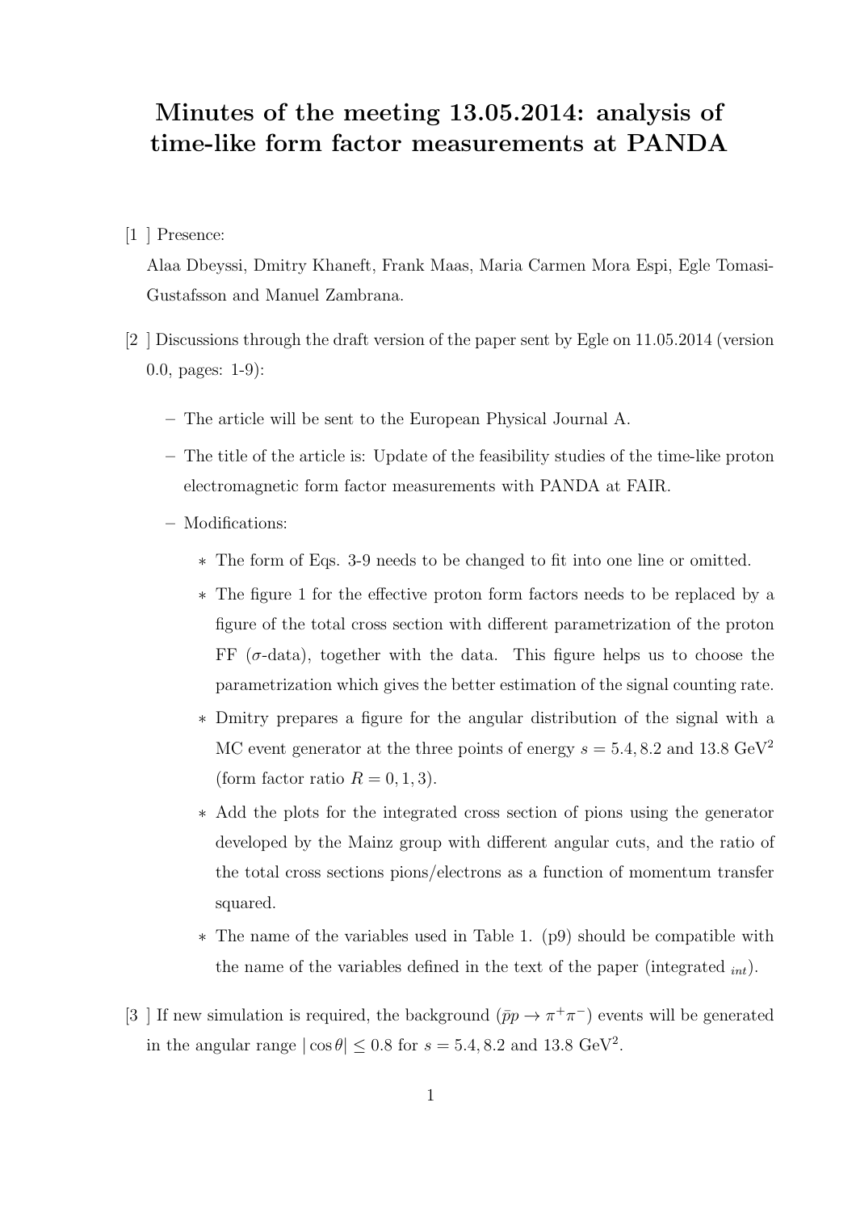# Minutes of the meeting 13.05.2014: analysis of time-like form factor measurements at PANDA

[1 ] Presence:

Alaa Dbeyssi, Dmitry Khaneft, Frank Maas, Maria Carmen Mora Espi, Egle Tomasi-Gustafsson and Manuel Zambrana.

[2 ] Discussions through the draft version of the paper sent by Egle on 11.05.2014 (version 0.0, pages: 1-9):

- The article will be sent to the European Physical Journal A.
- The title of the article is: Update of the feasibility studies of the time-like proton electromagnetic form factor measurements with PANDA at FAIR.
- Modifications:
  - The form of Eqs. 3-9 needs to be changed to fit into one line or omitted.
  - The figure 1 for the effective proton form factors needs to be replaced by a figure of the total cross section with different parametrization of the proton FF ($\sigma$-data), together with the data. This figure helps us to choose the parametrization which gives the better estimation of the signal counting rate.
  - Dmitry prepares a figure for the angular distribution of the signal with a MC event generator at the three points of energy $s = 5.4, 8.2$ and $13.8$ GeV$^2$ (form factor ratio $R = 0, 1, 3$).
  - Add the plots for the integrated cross section of pions using the generator developed by the Mainz group with different angular cuts, and the ratio of the total cross sections pions/electrons as a function of momentum transfer squared.
  - The name of the variables used in Table 1. (p9) should be compatible with the name of the variables defined in the text of the paper (integrated $_{int}$).

[3 ] If new simulation is required, the background ($\bar{p}p \to \pi^+\pi^-$) events will be generated in the angular range $|\cos\theta| \leq 0.8$ for $s = 5.4, 8.2$ and $13.8$ GeV$^2$.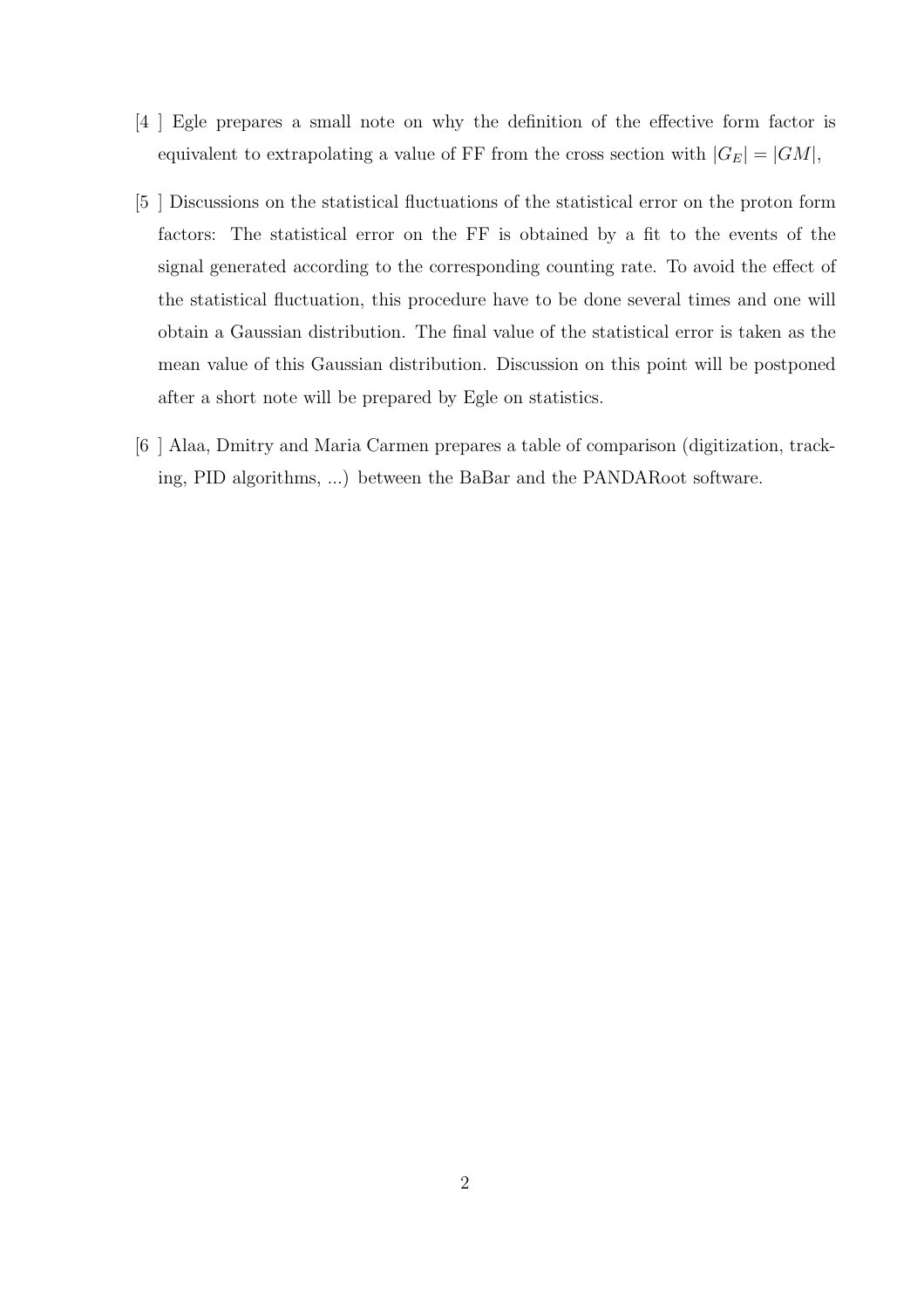[4 ] Egle prepares a small note on why the definition of the effective form factor is equivalent to extrapolating a value of FF from the cross section with $|G_E| = |GM|$,

[5 ] Discussions on the statistical fluctuations of the statistical error on the proton form factors: The statistical error on the FF is obtained by a fit to the events of the signal generated according to the corresponding counting rate. To avoid the effect of the statistical fluctuation, this procedure have to be done several times and one will obtain a Gaussian distribution. The final value of the statistical error is taken as the mean value of this Gaussian distribution. Discussion on this point will be postponed after a short note will be prepared by Egle on statistics.

[6 ] Alaa, Dmitry and Maria Carmen prepares a table of comparison (digitization, tracking, PID algorithms, ...) between the BaBar and the PANDARoot software.